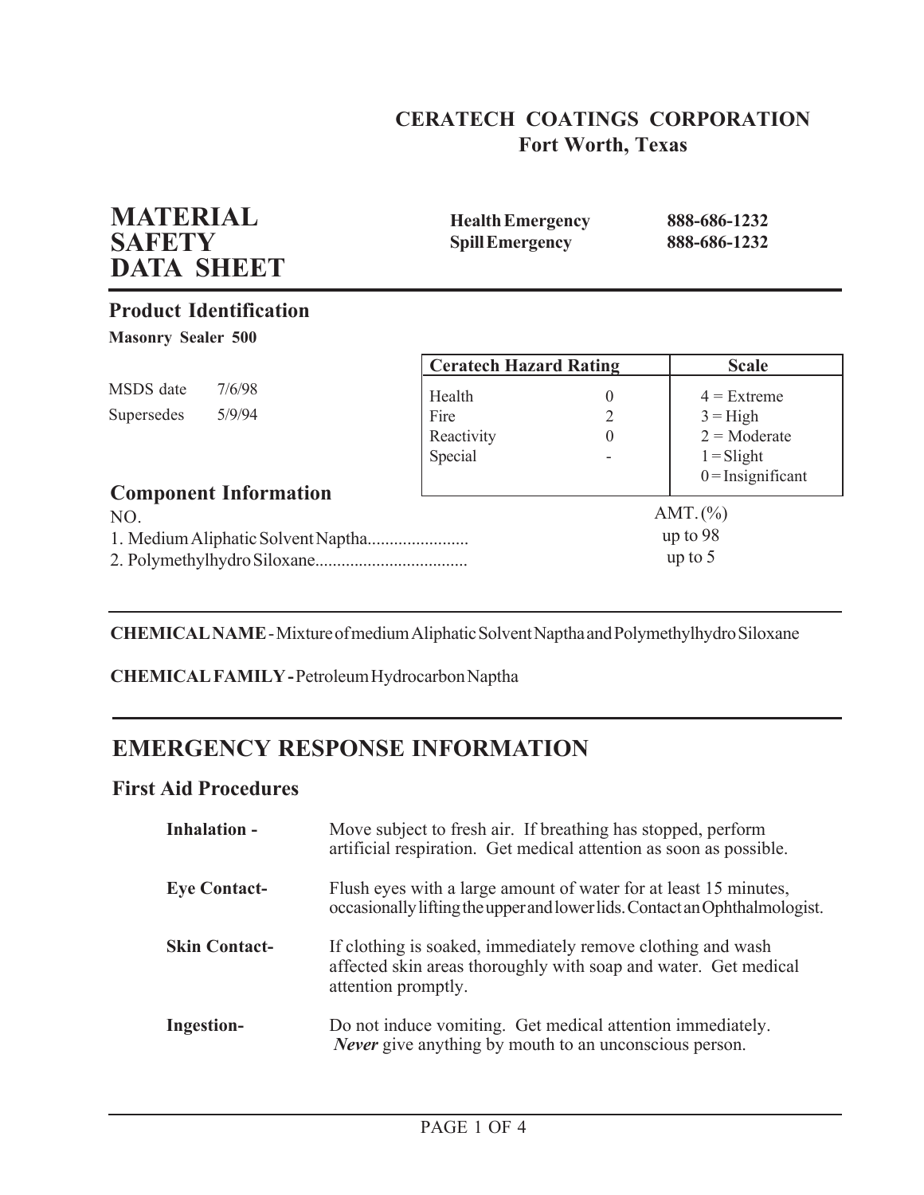**CERATECH COATINGS CORPORATION**
**Fort Worth, Texas**

# MATERIAL SAFETY DATA SHEET

| | |
|---|---|
| **Health Emergency** | **888-686-1232** |
| **Spill Emergency** | **888-686-1232** |

## Product Identification

**Masonry Sealer 500**

MSDS date 7/6/98

Supersedes 5/9/94

| Ceratech Hazard Rating | | Scale |
|---|---|---|
| Health | 0 | 4 = Extreme |
| Fire | 2 | 3 = High |
| Reactivity | 0 | 2 = Moderate |
| Special | - | 1 = Slight |
| | | 0 = Insignificant |

## Component Information

| NO. | AMT. (%) |
|---|---|
| 1. Medium Aliphatic Solvent Naptha....................... | up to 98 |
| 2. Polymethylhydro Siloxane.................................. | up to 5 |

**CHEMICAL NAME** - Mixture of medium Aliphatic Solvent Naptha and Polymethylhydro Siloxane

**CHEMICAL FAMILY -** Petroleum Hydrocarbon Naptha

# EMERGENCY RESPONSE INFORMATION

## First Aid Procedures

**Inhalation -** Move subject to fresh air. If breathing has stopped, perform artificial respiration. Get medical attention as soon as possible.

**Eye Contact-** Flush eyes with a large amount of water for at least 15 minutes, occasionally lifting the upper and lower lids. Contact an Ophthalmologist.

**Skin Contact-** If clothing is soaked, immediately remove clothing and wash affected skin areas thoroughly with soap and water. Get medical attention promptly.

**Ingestion-** Do not induce vomiting. Get medical attention immediately. ***Never*** give anything by mouth to an unconscious person.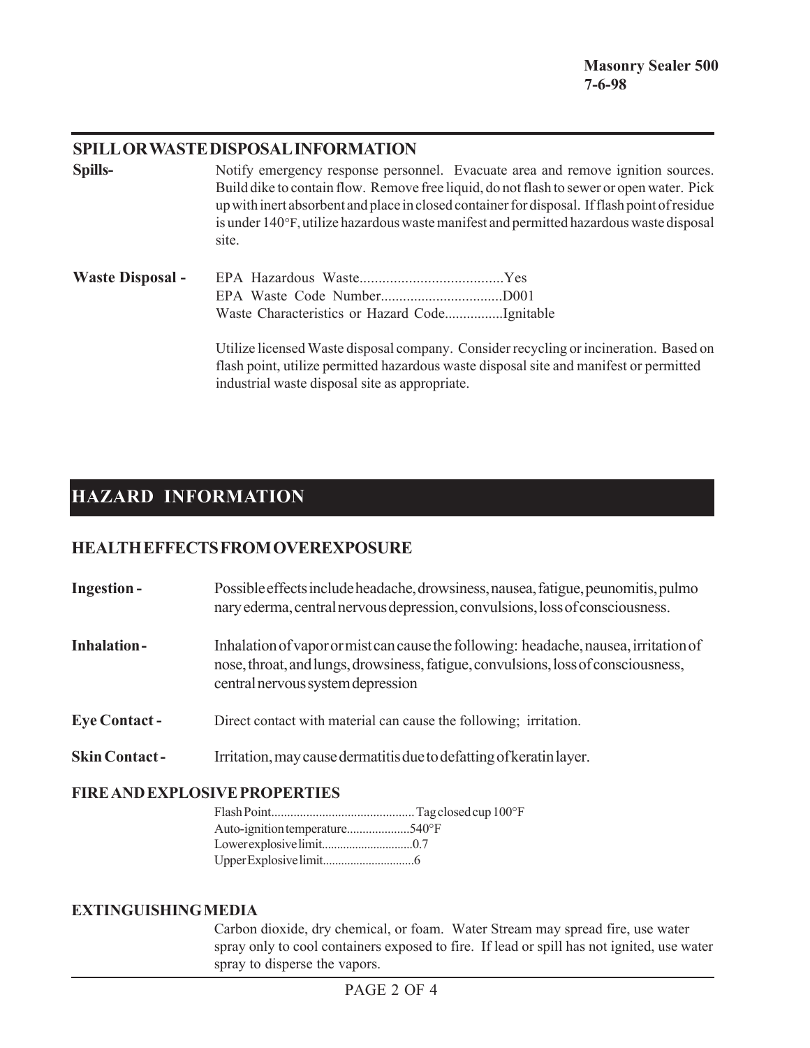## SPILL OR WASTE DISPOSAL INFORMATION

**Spills-** Notify emergency response personnel. Evacuate area and remove ignition sources. Build dike to contain flow. Remove free liquid, do not flash to sewer or open water. Pick up with inert absorbent and place in closed container for disposal. If flash point of residue is under 140°F, utilize hazardous waste manifest and permitted hazardous waste disposal site.

**Waste Disposal -**

EPA Hazardous Waste......................................Yes
EPA Waste Code Number.................................D001
Waste Characteristics or Hazard Code................Ignitable

Utilize licensed Waste disposal company. Consider recycling or incineration. Based on flash point, utilize permitted hazardous waste disposal site and manifest or permitted industrial waste disposal site as appropriate.

# HAZARD INFORMATION

## HEALTH EFFECTS FROM OVEREXPOSURE

**Ingestion -** Possible effects include headache, drowsiness, nausea, fatigue, peunomitis, pulmo nary ederma, central nervous depression, convulsions, loss of consciousness.

**Inhalation -** Inhalation of vapor or mist can cause the following: headache, nausea, irritation of nose, throat, and lungs, drowsiness, fatigue, convulsions, loss of consciousness, central nervous system depression

**Eye Contact -** Direct contact with material can cause the following; irritation.

**Skin Contact -** Irritation, may cause dermatitis due to defatting of keratin layer.

## FIRE AND EXPLOSIVE PROPERTIES

Flash Point............................................. Tag closed cup 100°F
Auto-ignition temperature....................540°F
Lower explosive limit.............................0.7
Upper Explosive limit.............................6

## EXTINGUISHING MEDIA

Carbon dioxide, dry chemical, or foam. Water Stream may spread fire, use water spray only to cool containers exposed to fire. If lead or spill has not ignited, use water spray to disperse the vapors.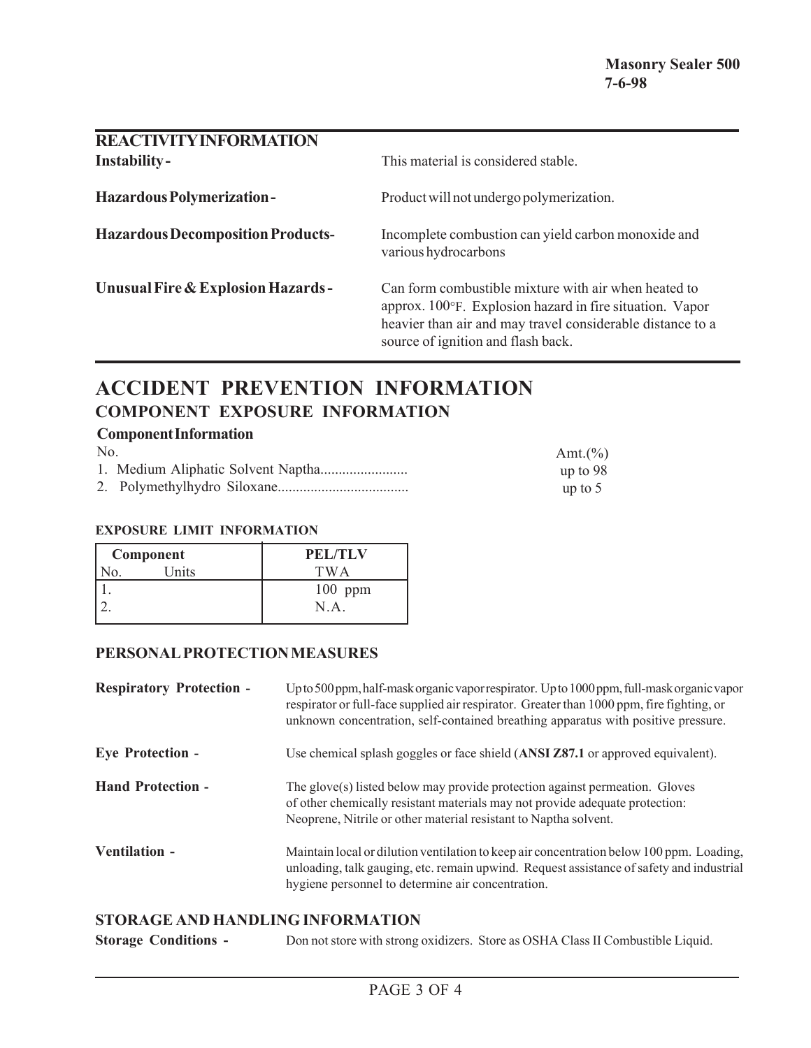**Masonry Sealer 500**
**7-6-98**

## REACTIVITY INFORMATION

**Instability -** This material is considered stable.

**Hazardous Polymerization -** Product will not undergo polymerization.

**Hazardous Decomposition Products-** Incomplete combustion can yield carbon monoxide and various hydrocarbons

**Unusual Fire & Explosion Hazards -** Can form combustible mixture with air when heated to approx. 100°F. Explosion hazard in fire situation. Vapor heavier than air and may travel considerable distance to a source of ignition and flash back.

# ACCIDENT PREVENTION INFORMATION

## COMPONENT EXPOSURE INFORMATION

### Component Information

| No. | Amt.(%) |
|---|---|
| 1. Medium Aliphatic Solvent Naptha........................ | up to 98 |
| 2. Polymethylhydro Siloxane.................................... | up to 5 |

#### EXPOSURE LIMIT INFORMATION

| Component | PEL/TLV |
|---|---|
| No. Units | TWA |
| 1. | 100 ppm |
| 2. | N.A. |

### PERSONAL PROTECTION MEASURES

**Respiratory Protection -** Up to 500 ppm, half-mask organic vapor respirator. Up to 1000 ppm, full-mask organic vapor respirator or full-face supplied air respirator. Greater than 1000 ppm, fire fighting, or unknown concentration, self-contained breathing apparatus with positive pressure.

**Eye Protection -** Use chemical splash goggles or face shield (**ANSI Z87.1** or approved equivalent).

**Hand Protection -** The glove(s) listed below may provide protection against permeation. Gloves of other chemically resistant materials may not provide adequate protection: Neoprene, Nitrile or other material resistant to Naptha solvent.

**Ventilation -** Maintain local or dilution ventilation to keep air concentration below 100 ppm. Loading, unloading, talk gauging, etc. remain upwind. Request assistance of safety and industrial hygiene personnel to determine air concentration.

### STORAGE AND HANDLING INFORMATION

**Storage Conditions -** Don not store with strong oxidizers. Store as OSHA Class II Combustible Liquid.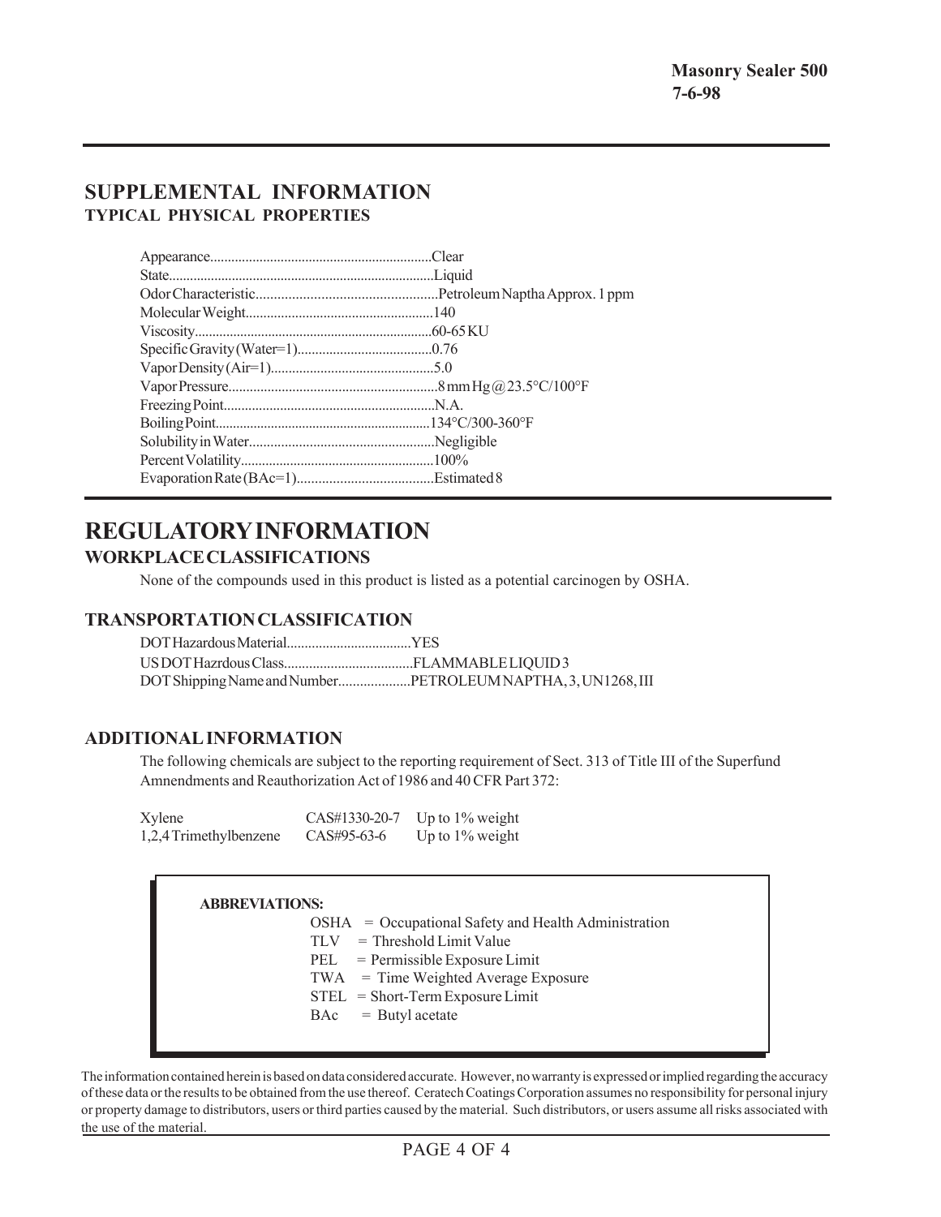**Masonry Sealer 500**
**7-6-98**

## SUPPLEMENTAL INFORMATION

### TYPICAL PHYSICAL PROPERTIES

| | |
|---|---|
| Appearance | Clear |
| State | Liquid |
| Odor Characteristic | Petroleum Naptha Approx. 1 ppm |
| Molecular Weight | 140 |
| Viscosity | 60-65 KU |
| Specific Gravity (Water=1) | 0.76 |
| Vapor Density (Air=1) | 5.0 |
| Vapor Pressure | 8 mm Hg @ 23.5°C/100°F |
| Freezing Point | N.A. |
| Boiling Point | 134°C/300-360°F |
| Solubility in Water | Negligible |
| Percent Volatility | 100% |
| Evaporation Rate (BAc=1) | Estimated 8 |

# REGULATORY INFORMATION

### WORKPLACE CLASSIFICATIONS

None of the compounds used in this product is listed as a potential carcinogen by OSHA.

### TRANSPORTATION CLASSIFICATION

| | |
|---|---|
| DOT Hazardous Material | YES |
| US DOT Hazrdous Class | FLAMMABLE LIQUID 3 |
| DOT Shipping Name and Number | PETROLEUM NAPTHA, 3, UN1268, III |

### ADDITIONAL INFORMATION

The following chemicals are subject to the reporting requirement of Sect. 313 of Title III of the Superfund Amnendments and Reauthorization Act of 1986 and 40 CFR Part 372:

| | | |
|---|---|---|
| Xylene | CAS#1330-20-7 | Up to 1% weight |
| 1,2,4 Trimethylbenzene | CAS#95-63-6 | Up to 1% weight |

**ABBREVIATIONS:**

- OSHA = Occupational Safety and Health Administration
- TLV = Threshold Limit Value
- PEL = Permissible Exposure Limit
- TWA = Time Weighted Average Exposure
- STEL = Short-Term Exposure Limit
- BAc = Butyl acetate

The information contained herein is based on data considered accurate. However, no warranty is expressed or implied regarding the accuracy of these data or the results to be obtained from the use thereof. Ceratech Coatings Corporation assumes no responsibility for personal injury or property damage to distributors, users or third parties caused by the material. Such distributors, or users assume all risks associated with the use of the material.